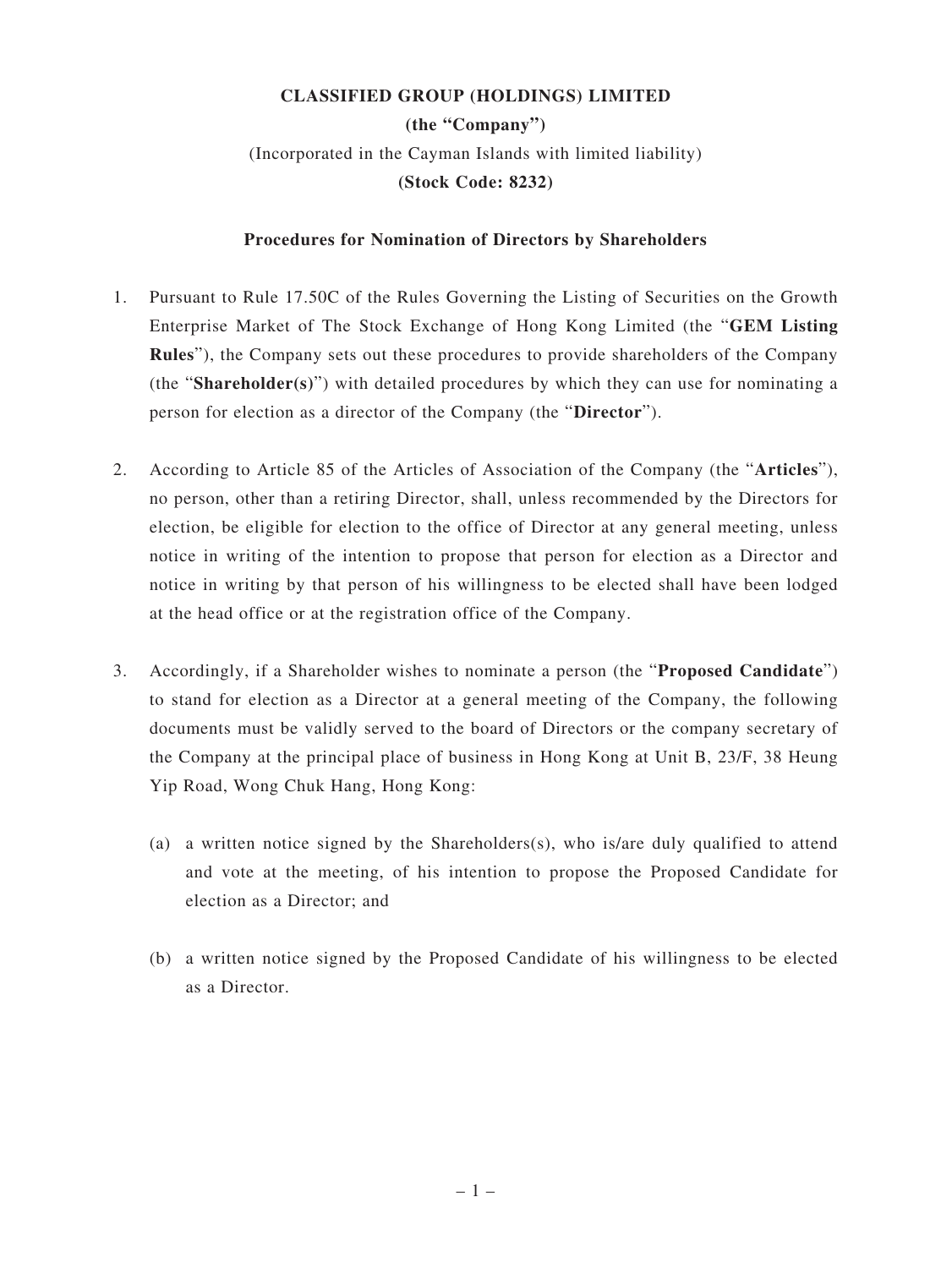**CLASSIFIED GROUP (HOLDINGS) LIMITED**

**(the "Company")**

(Incorporated in the Cayman Islands with limited liability)

**(Stock Code: 8232)**

**Procedures for Nomination of Directors by Shareholders**

1. Pursuant to Rule 17.50C of the Rules Governing the Listing of Securities on the Growth Enterprise Market of The Stock Exchange of Hong Kong Limited (the "**GEM Listing Rules**"), the Company sets out these procedures to provide shareholders of the Company (the "**Shareholder(s)**") with detailed procedures by which they can use for nominating a person for election as a director of the Company (the "**Director**").

2. According to Article 85 of the Articles of Association of the Company (the "**Articles**"), no person, other than a retiring Director, shall, unless recommended by the Directors for election, be eligible for election to the office of Director at any general meeting, unless notice in writing of the intention to propose that person for election as a Director and notice in writing by that person of his willingness to be elected shall have been lodged at the head office or at the registration office of the Company.

3. Accordingly, if a Shareholder wishes to nominate a person (the "**Proposed Candidate**") to stand for election as a Director at a general meeting of the Company, the following documents must be validly served to the board of Directors or the company secretary of the Company at the principal place of business in Hong Kong at Unit B, 23/F, 38 Heung Yip Road, Wong Chuk Hang, Hong Kong:

   (a) a written notice signed by the Shareholders(s), who is/are duly qualified to attend and vote at the meeting, of his intention to propose the Proposed Candidate for election as a Director; and

   (b) a written notice signed by the Proposed Candidate of his willingness to be elected as a Director.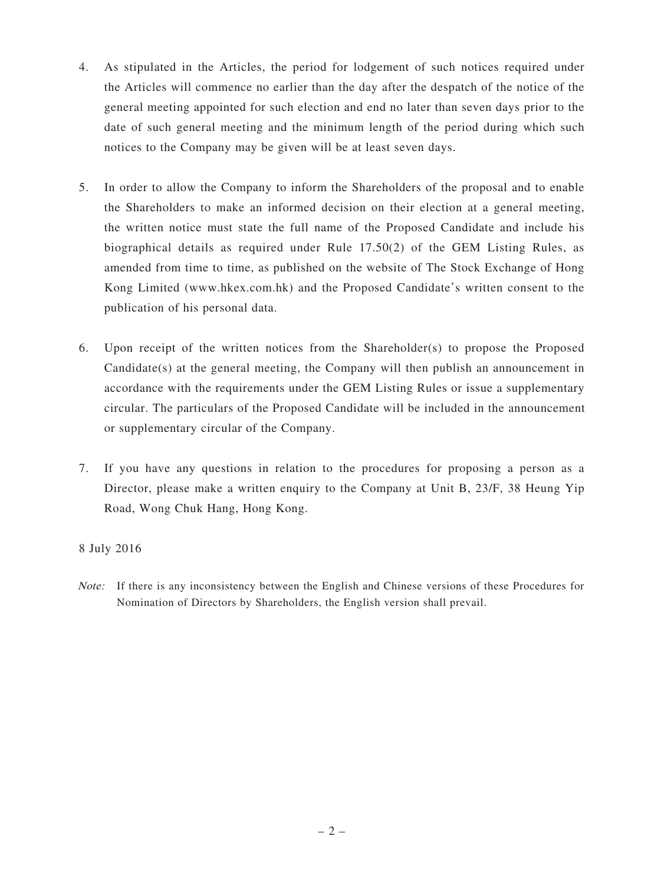4. As stipulated in the Articles, the period for lodgement of such notices required under the Articles will commence no earlier than the day after the despatch of the notice of the general meeting appointed for such election and end no later than seven days prior to the date of such general meeting and the minimum length of the period during which such notices to the Company may be given will be at least seven days.

5. In order to allow the Company to inform the Shareholders of the proposal and to enable the Shareholders to make an informed decision on their election at a general meeting, the written notice must state the full name of the Proposed Candidate and include his biographical details as required under Rule 17.50(2) of the GEM Listing Rules, as amended from time to time, as published on the website of The Stock Exchange of Hong Kong Limited (www.hkex.com.hk) and the Proposed Candidate's written consent to the publication of his personal data.

6. Upon receipt of the written notices from the Shareholder(s) to propose the Proposed Candidate(s) at the general meeting, the Company will then publish an announcement in accordance with the requirements under the GEM Listing Rules or issue a supplementary circular. The particulars of the Proposed Candidate will be included in the announcement or supplementary circular of the Company.

7. If you have any questions in relation to the procedures for proposing a person as a Director, please make a written enquiry to the Company at Unit B, 23/F, 38 Heung Yip Road, Wong Chuk Hang, Hong Kong.

8 July 2016

*Note:* If there is any inconsistency between the English and Chinese versions of these Procedures for Nomination of Directors by Shareholders, the English version shall prevail.